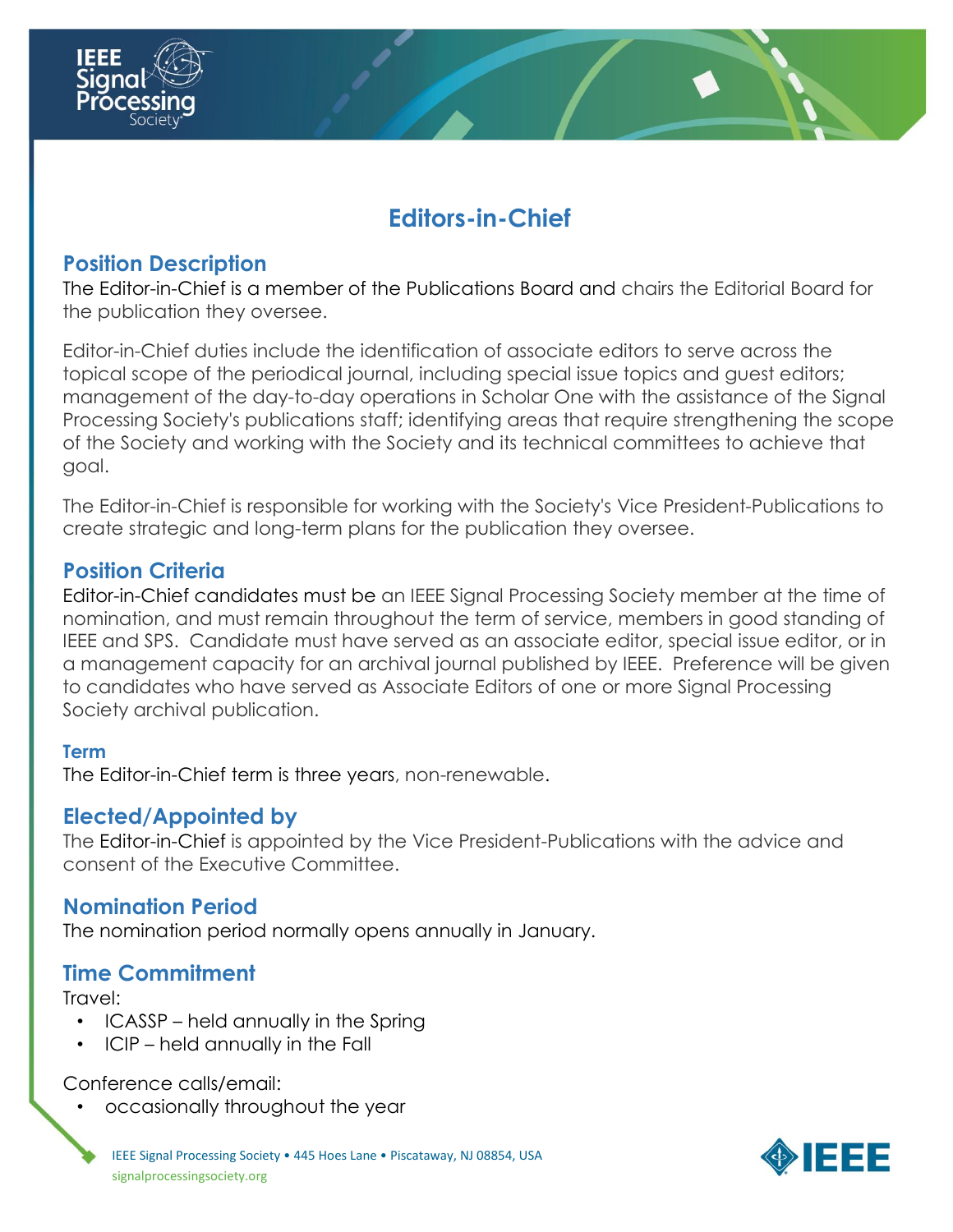# Editors-in-Chief

## Position Description

The Editor-in-Chief is a member of the Publications Board and chairs the Editorial Board for the publication they oversee.

Editor-in-Chief duties include the identification of associate editors to serve across the topical scope of the periodical journal, including special issue topics and guest editors; management of the day-to-day operations in Scholar One with the assistance of the Signal Processing Society's publications staff; identifying areas that require strengthening the scope of the Society and working with the Society and its technical committees to achieve that goal.

The Editor-in-Chief is responsible for working with the Society's Vice President-Publications to create strategic and long-term plans for the publication they oversee.

## Position Criteria

Editor-in-Chief candidates must be an IEEE Signal Processing Society member at the time of nomination, and must remain throughout the term of service, members in good standing of IEEE and SPS. Candidate must have served as an associate editor, special issue editor, or in a management capacity for an archival journal published by IEEE. Preference will be given to candidates who have served as Associate Editors of one or more Signal Processing Society archival publication.

### Term

The Editor-in-Chief term is three years, non-renewable.

## Elected/Appointed by

The Editor-in-Chief is appointed by the Vice President-Publications with the advice and consent of the Executive Committee.

## Nomination Period

The nomination period normally opens annually in January.

## Time Commitment

Travel:

- ICASSP – held annually in the Spring
- ICIP – held annually in the Fall

Conference calls/email:

- occasionally throughout the year

IEEE Signal Processing Society • 445 Hoes Lane • Piscataway, NJ 08854, USA
signalprocessingsociety.org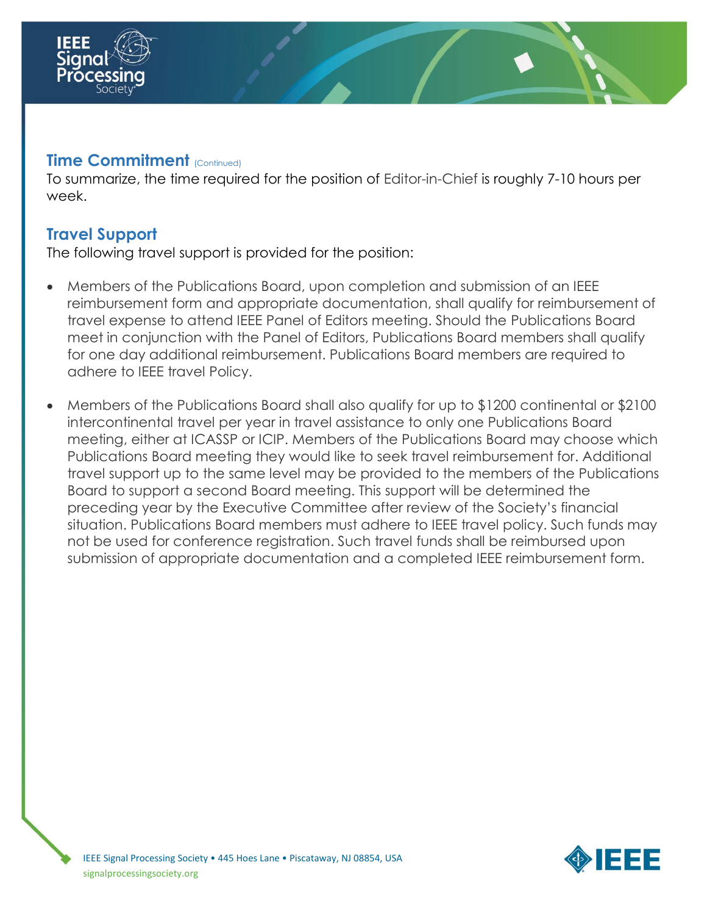## Time Commitment (Continued)

To summarize, the time required for the position of Editor-in-Chief is roughly 7-10 hours per week.

## Travel Support

The following travel support is provided for the position:

- Members of the Publications Board, upon completion and submission of an IEEE reimbursement form and appropriate documentation, shall qualify for reimbursement of travel expense to attend IEEE Panel of Editors meeting. Should the Publications Board meet in conjunction with the Panel of Editors, Publications Board members shall qualify for one day additional reimbursement. Publications Board members are required to adhere to IEEE travel Policy.
- Members of the Publications Board shall also qualify for up to $1200 continental or $2100 intercontinental travel per year in travel assistance to only one Publications Board meeting, either at ICASSP or ICIP. Members of the Publications Board may choose which Publications Board meeting they would like to seek travel reimbursement for. Additional travel support up to the same level may be provided to the members of the Publications Board to support a second Board meeting. This support will be determined the preceding year by the Executive Committee after review of the Society's financial situation. Publications Board members must adhere to IEEE travel policy. Such funds may not be used for conference registration. Such travel funds shall be reimbursed upon submission of appropriate documentation and a completed IEEE reimbursement form.